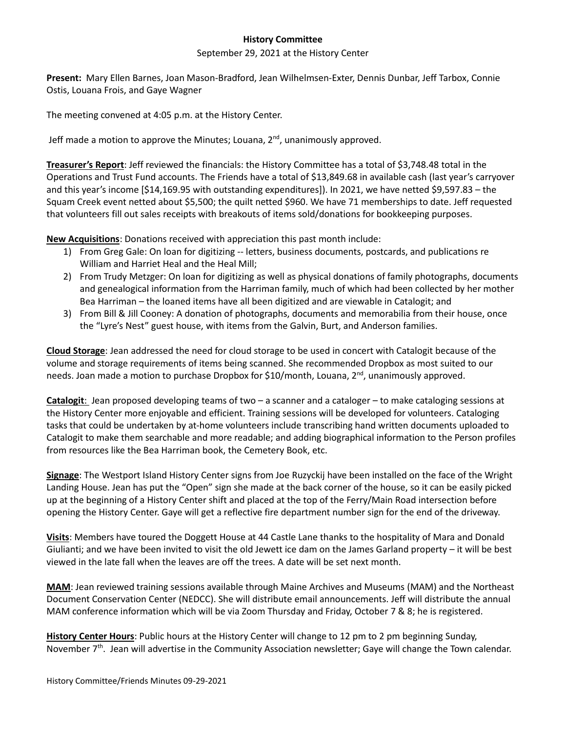# History Committee

September 29, 2021 at the History Center

**Present:** Mary Ellen Barnes, Joan Mason-Bradford, Jean Wilhelmsen-Exter, Dennis Dunbar, Jeff Tarbox, Connie Ostis, Louana Frois, and Gaye Wagner

The meeting convened at 4:05 p.m. at the History Center.

Jeff made a motion to approve the Minutes; Louana, 2nd, unanimously approved.

**Treasurer's Report**: Jeff reviewed the financials: the History Committee has a total of $3,748.48 total in the Operations and Trust Fund accounts. The Friends have a total of $13,849.68 in available cash (last year's carryover and this year's income [$14,169.95 with outstanding expenditures]). In 2021, we have netted $9,597.83 – the Squam Creek event netted about $5,500; the quilt netted $960. We have 71 memberships to date. Jeff requested that volunteers fill out sales receipts with breakouts of items sold/donations for bookkeeping purposes.

**New Acquisitions**: Donations received with appreciation this past month include:

1) From Greg Gale: On loan for digitizing -- letters, business documents, postcards, and publications re William and Harriet Heal and the Heal Mill;
2) From Trudy Metzger: On loan for digitizing as well as physical donations of family photographs, documents and genealogical information from the Harriman family, much of which had been collected by her mother Bea Harriman – the loaned items have all been digitized and are viewable in Catalogit; and
3) From Bill & Jill Cooney: A donation of photographs, documents and memorabilia from their house, once the "Lyre's Nest" guest house, with items from the Galvin, Burt, and Anderson families.

**Cloud Storage**: Jean addressed the need for cloud storage to be used in concert with Catalogit because of the volume and storage requirements of items being scanned. She recommended Dropbox as most suited to our needs. Joan made a motion to purchase Dropbox for $10/month, Louana, 2nd, unanimously approved.

**Catalogit**: Jean proposed developing teams of two – a scanner and a cataloger – to make cataloging sessions at the History Center more enjoyable and efficient. Training sessions will be developed for volunteers. Cataloging tasks that could be undertaken by at-home volunteers include transcribing hand written documents uploaded to Catalogit to make them searchable and more readable; and adding biographical information to the Person profiles from resources like the Bea Harriman book, the Cemetery Book, etc.

**Signage**: The Westport Island History Center signs from Joe Ruzyckij have been installed on the face of the Wright Landing House. Jean has put the "Open" sign she made at the back corner of the house, so it can be easily picked up at the beginning of a History Center shift and placed at the top of the Ferry/Main Road intersection before opening the History Center. Gaye will get a reflective fire department number sign for the end of the driveway.

**Visits**: Members have toured the Doggett House at 44 Castle Lane thanks to the hospitality of Mara and Donald Giulianti; and we have been invited to visit the old Jewett ice dam on the James Garland property – it will be best viewed in the late fall when the leaves are off the trees. A date will be set next month.

**MAM**: Jean reviewed training sessions available through Maine Archives and Museums (MAM) and the Northeast Document Conservation Center (NEDCC). She will distribute email announcements. Jeff will distribute the annual MAM conference information which will be via Zoom Thursday and Friday, October 7 & 8; he is registered.

**History Center Hours**: Public hours at the History Center will change to 12 pm to 2 pm beginning Sunday, November 7th. Jean will advertise in the Community Association newsletter; Gaye will change the Town calendar.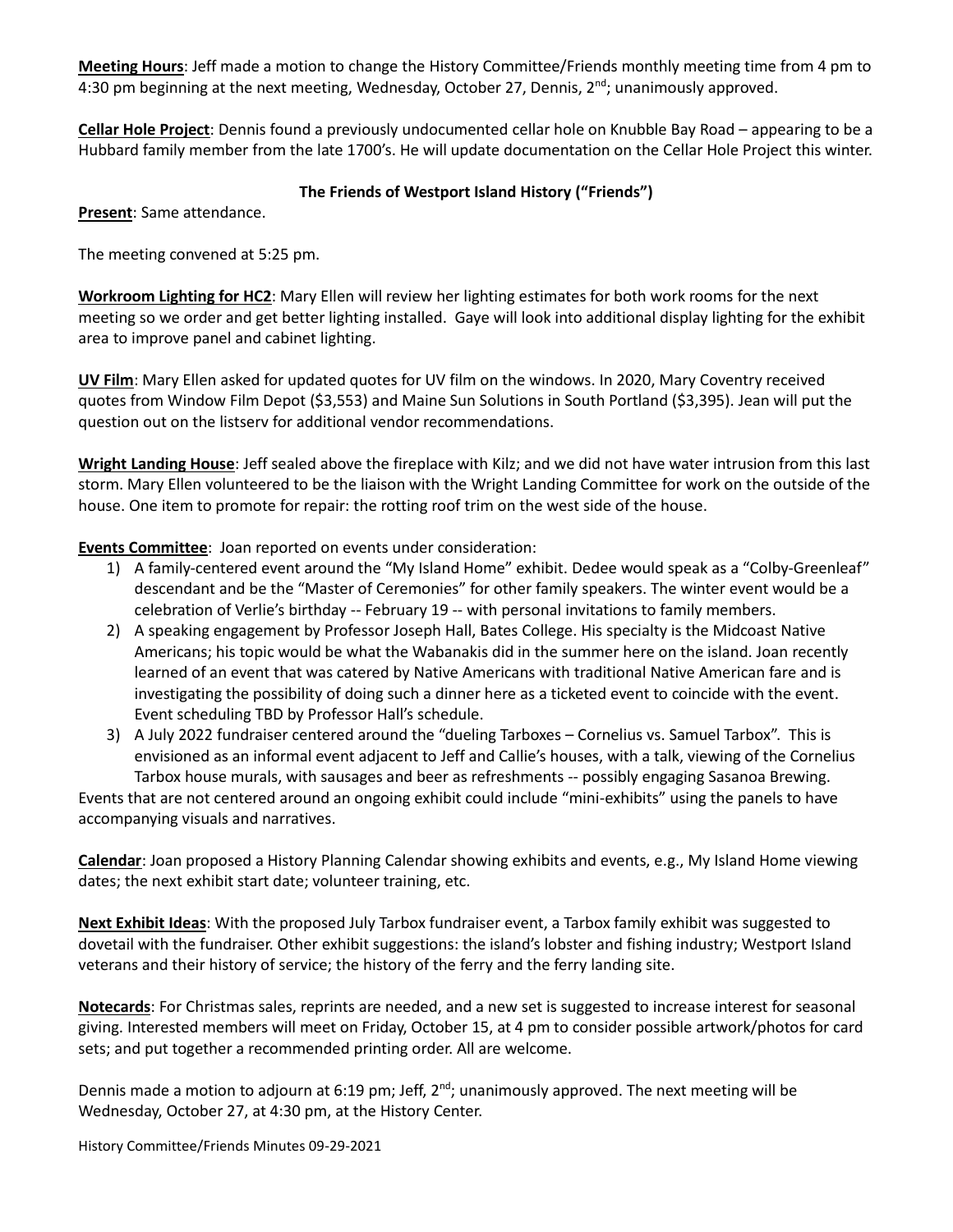**Meeting Hours**: Jeff made a motion to change the History Committee/Friends monthly meeting time from 4 pm to 4:30 pm beginning at the next meeting, Wednesday, October 27, Dennis, 2nd; unanimously approved.

**Cellar Hole Project**: Dennis found a previously undocumented cellar hole on Knubble Bay Road – appearing to be a Hubbard family member from the late 1700's. He will update documentation on the Cellar Hole Project this winter.

**The Friends of Westport Island History ("Friends")**

**Present**: Same attendance.

The meeting convened at 5:25 pm.

**Workroom Lighting for HC2**: Mary Ellen will review her lighting estimates for both work rooms for the next meeting so we order and get better lighting installed. Gaye will look into additional display lighting for the exhibit area to improve panel and cabinet lighting.

**UV Film**: Mary Ellen asked for updated quotes for UV film on the windows. In 2020, Mary Coventry received quotes from Window Film Depot ($3,553) and Maine Sun Solutions in South Portland ($3,395). Jean will put the question out on the listserv for additional vendor recommendations.

**Wright Landing House**: Jeff sealed above the fireplace with Kilz; and we did not have water intrusion from this last storm. Mary Ellen volunteered to be the liaison with the Wright Landing Committee for work on the outside of the house. One item to promote for repair: the rotting roof trim on the west side of the house.

**Events Committee**: Joan reported on events under consideration:

1) A family-centered event around the "My Island Home" exhibit. Dedee would speak as a "Colby-Greenleaf" descendant and be the "Master of Ceremonies" for other family speakers. The winter event would be a celebration of Verlie's birthday -- February 19 -- with personal invitations to family members.
2) A speaking engagement by Professor Joseph Hall, Bates College. His specialty is the Midcoast Native Americans; his topic would be what the Wabanakis did in the summer here on the island. Joan recently learned of an event that was catered by Native Americans with traditional Native American fare and is investigating the possibility of doing such a dinner here as a ticketed event to coincide with the event. Event scheduling TBD by Professor Hall's schedule.
3) A July 2022 fundraiser centered around the "dueling Tarboxes – Cornelius vs. Samuel Tarbox". This is envisioned as an informal event adjacent to Jeff and Callie's houses, with a talk, viewing of the Cornelius Tarbox house murals, with sausages and beer as refreshments -- possibly engaging Sasanoa Brewing.

Events that are not centered around an ongoing exhibit could include "mini-exhibits" using the panels to have accompanying visuals and narratives.

**Calendar**: Joan proposed a History Planning Calendar showing exhibits and events, e.g., My Island Home viewing dates; the next exhibit start date; volunteer training, etc.

**Next Exhibit Ideas**: With the proposed July Tarbox fundraiser event, a Tarbox family exhibit was suggested to dovetail with the fundraiser. Other exhibit suggestions: the island's lobster and fishing industry; Westport Island veterans and their history of service; the history of the ferry and the ferry landing site.

**Notecards**: For Christmas sales, reprints are needed, and a new set is suggested to increase interest for seasonal giving. Interested members will meet on Friday, October 15, at 4 pm to consider possible artwork/photos for card sets; and put together a recommended printing order. All are welcome.

Dennis made a motion to adjourn at 6:19 pm; Jeff, 2nd; unanimously approved. The next meeting will be Wednesday, October 27, at 4:30 pm, at the History Center.